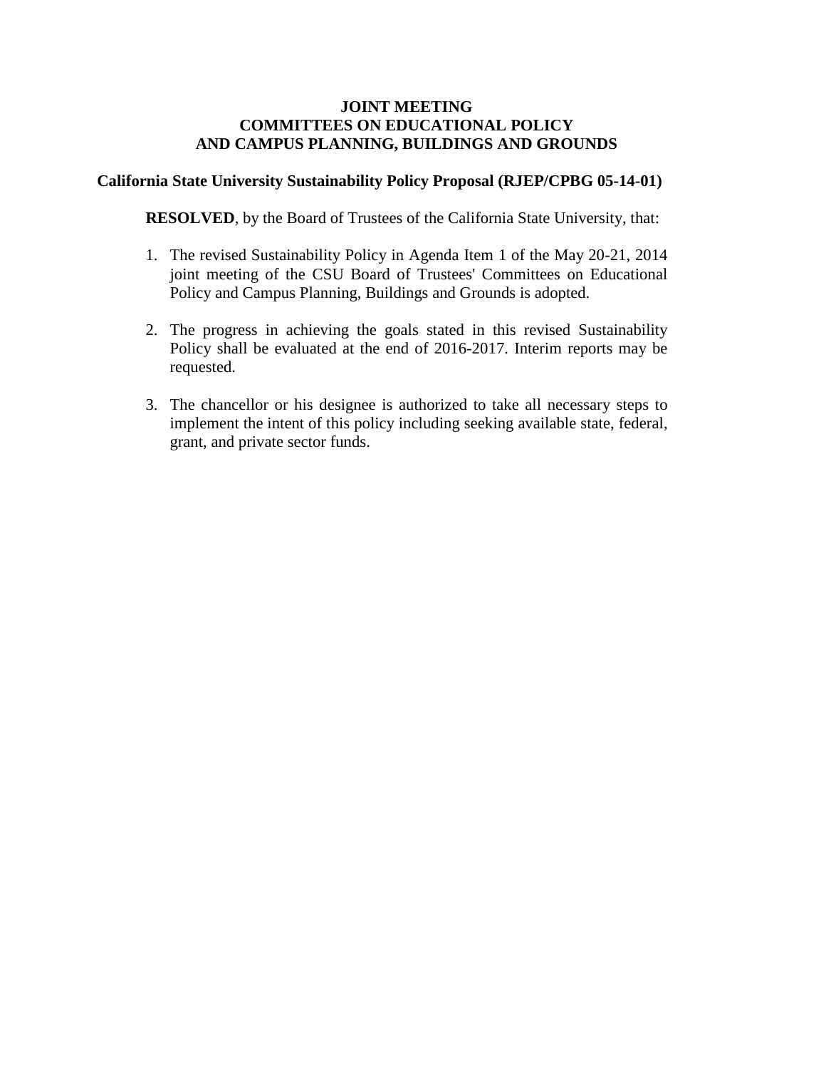# JOINT MEETING
# COMMITTEES ON EDUCATIONAL POLICY
# AND CAMPUS PLANNING, BUILDINGS AND GROUNDS

## California State University Sustainability Policy Proposal (RJEP/CPBG 05-14-01)

**RESOLVED**, by the Board of Trustees of the California State University, that:

1. The revised Sustainability Policy in Agenda Item 1 of the May 20-21, 2014 joint meeting of the CSU Board of Trustees' Committees on Educational Policy and Campus Planning, Buildings and Grounds is adopted.

2. The progress in achieving the goals stated in this revised Sustainability Policy shall be evaluated at the end of 2016-2017. Interim reports may be requested.

3. The chancellor or his designee is authorized to take all necessary steps to implement the intent of this policy including seeking available state, federal, grant, and private sector funds.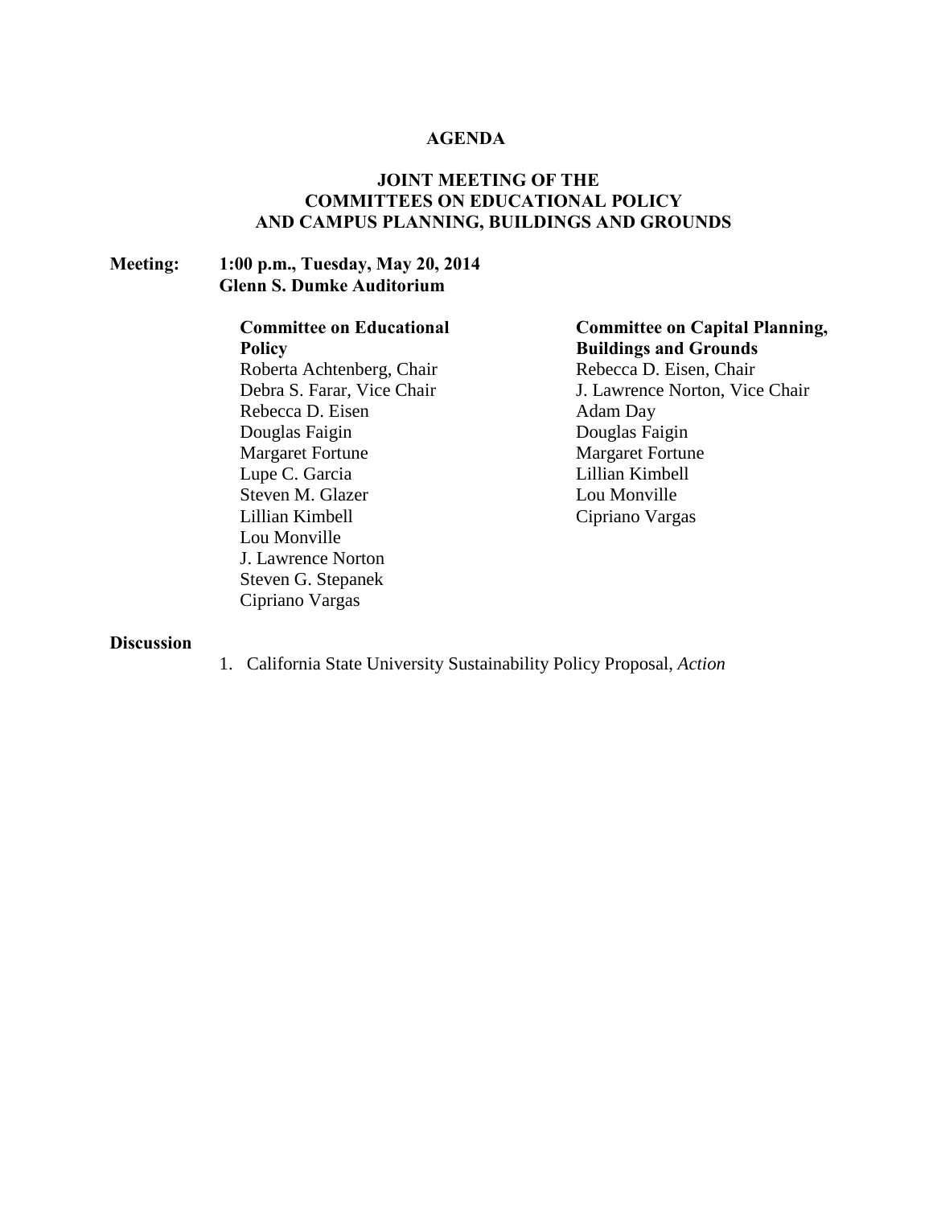# AGENDA

## JOINT MEETING OF THE COMMITTEES ON EDUCATIONAL POLICY AND CAMPUS PLANNING, BUILDINGS AND GROUNDS

**Meeting:** **1:00 p.m., Tuesday, May 20, 2014**
**Glenn S. Dumke Auditorium**

**Committee on Educational Policy**
Roberta Achtenberg, Chair
Debra S. Farar, Vice Chair
Rebecca D. Eisen
Douglas Faigin
Margaret Fortune
Lupe C. Garcia
Steven M. Glazer
Lillian Kimbell
Lou Monville
J. Lawrence Norton
Steven G. Stepanek
Cipriano Vargas

**Committee on Capital Planning, Buildings and Grounds**
Rebecca D. Eisen, Chair
J. Lawrence Norton, Vice Chair
Adam Day
Douglas Faigin
Margaret Fortune
Lillian Kimbell
Lou Monville
Cipriano Vargas

**Discussion**

1. California State University Sustainability Policy Proposal, *Action*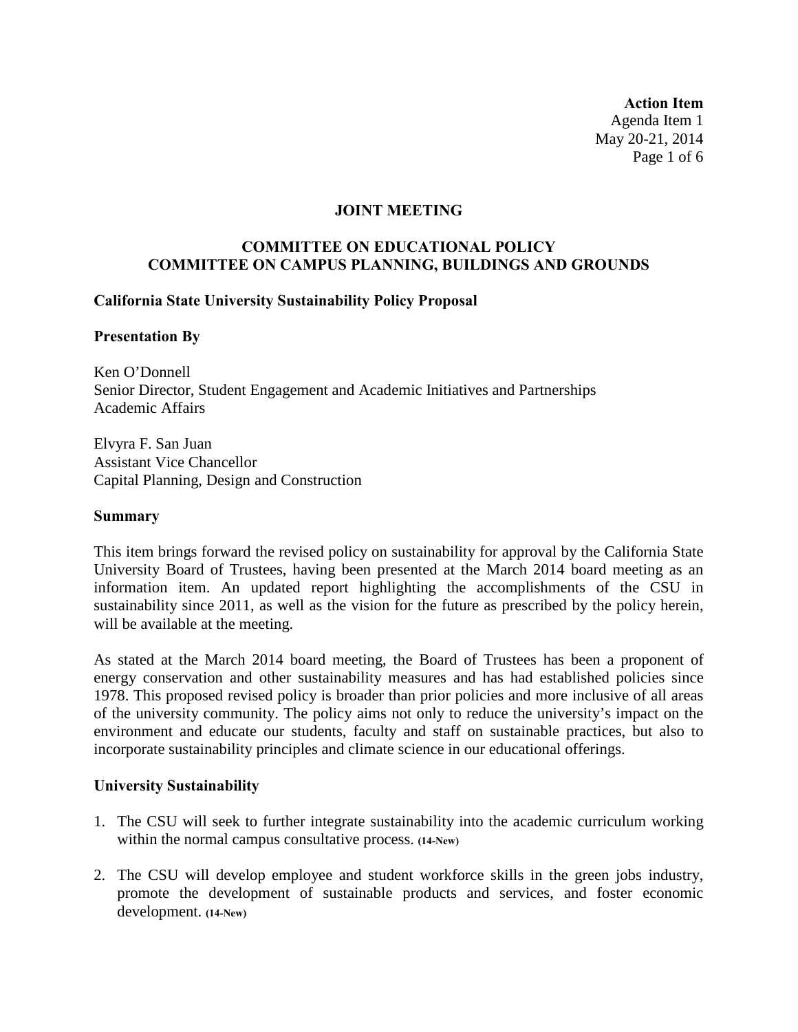**Action Item**
Agenda Item 1
May 20-21, 2014

## JOINT MEETING

### COMMITTEE ON EDUCATIONAL POLICY
### COMMITTEE ON CAMPUS PLANNING, BUILDINGS AND GROUNDS

**California State University Sustainability Policy Proposal**

**Presentation By**

Ken O'Donnell
Senior Director, Student Engagement and Academic Initiatives and Partnerships
Academic Affairs

Elvyra F. San Juan
Assistant Vice Chancellor
Capital Planning, Design and Construction

**Summary**

This item brings forward the revised policy on sustainability for approval by the California State University Board of Trustees, having been presented at the March 2014 board meeting as an information item. An updated report highlighting the accomplishments of the CSU in sustainability since 2011, as well as the vision for the future as prescribed by the policy herein, will be available at the meeting.

As stated at the March 2014 board meeting, the Board of Trustees has been a proponent of energy conservation and other sustainability measures and has had established policies since 1978. This proposed revised policy is broader than prior policies and more inclusive of all areas of the university community. The policy aims not only to reduce the university's impact on the environment and educate our students, faculty and staff on sustainable practices, but also to incorporate sustainability principles and climate science in our educational offerings.

**University Sustainability**

1. The CSU will seek to further integrate sustainability into the academic curriculum working within the normal campus consultative process. **(14-New)**

2. The CSU will develop employee and student workforce skills in the green jobs industry, promote the development of sustainable products and services, and foster economic development. **(14-New)**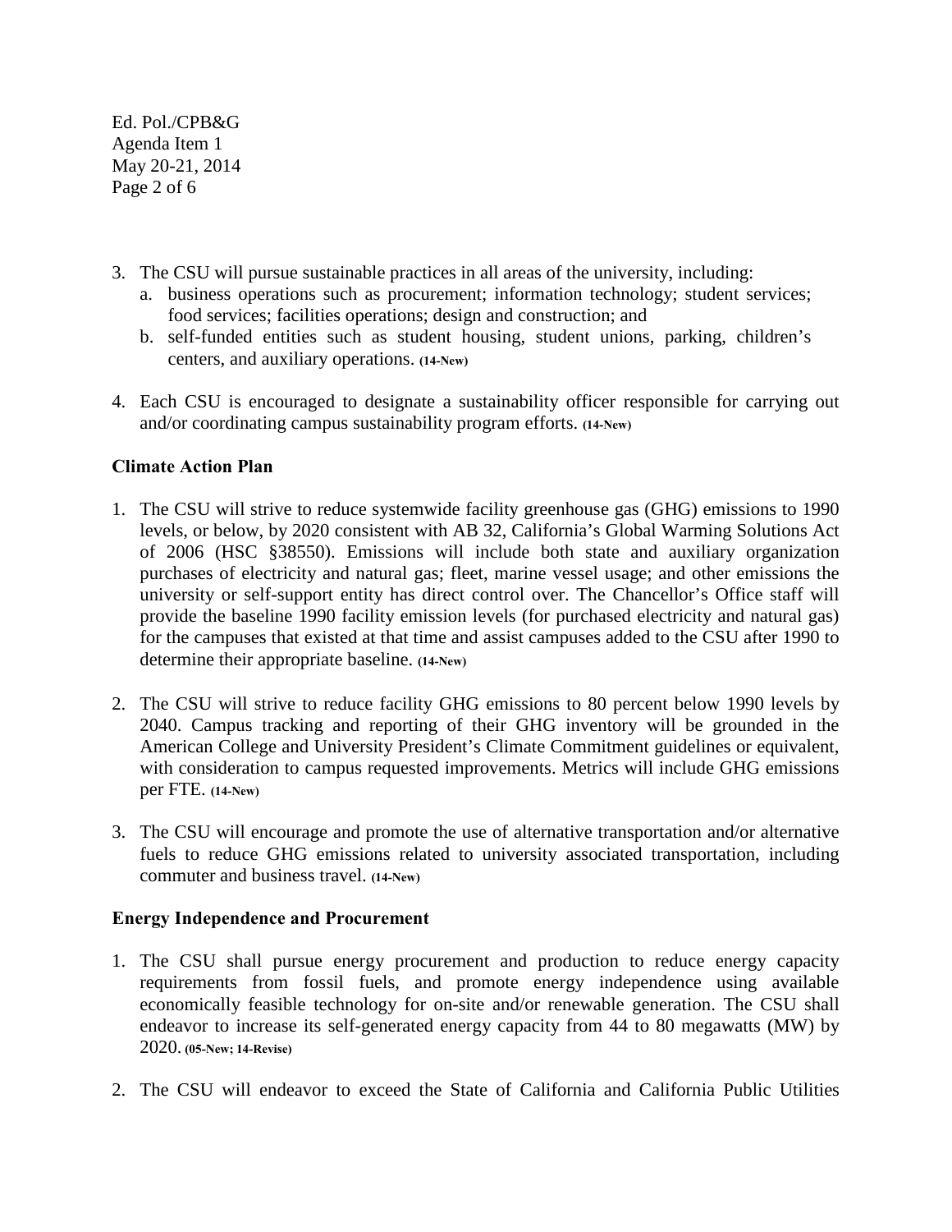3. The CSU will pursue sustainable practices in all areas of the university, including:
   a. business operations such as procurement; information technology; student services; food services; facilities operations; design and construction; and
   b. self-funded entities such as student housing, student unions, parking, children's centers, and auxiliary operations. **(14-New)**

4. Each CSU is encouraged to designate a sustainability officer responsible for carrying out and/or coordinating campus sustainability program efforts. **(14-New)**

### Climate Action Plan

1. The CSU will strive to reduce systemwide facility greenhouse gas (GHG) emissions to 1990 levels, or below, by 2020 consistent with AB 32, California's Global Warming Solutions Act of 2006 (HSC §38550). Emissions will include both state and auxiliary organization purchases of electricity and natural gas; fleet, marine vessel usage; and other emissions the university or self-support entity has direct control over. The Chancellor's Office staff will provide the baseline 1990 facility emission levels (for purchased electricity and natural gas) for the campuses that existed at that time and assist campuses added to the CSU after 1990 to determine their appropriate baseline. **(14-New)**

2. The CSU will strive to reduce facility GHG emissions to 80 percent below 1990 levels by 2040. Campus tracking and reporting of their GHG inventory will be grounded in the American College and University President's Climate Commitment guidelines or equivalent, with consideration to campus requested improvements. Metrics will include GHG emissions per FTE. **(14-New)**

3. The CSU will encourage and promote the use of alternative transportation and/or alternative fuels to reduce GHG emissions related to university associated transportation, including commuter and business travel. **(14-New)**

### Energy Independence and Procurement

1. The CSU shall pursue energy procurement and production to reduce energy capacity requirements from fossil fuels, and promote energy independence using available economically feasible technology for on-site and/or renewable generation. The CSU shall endeavor to increase its self-generated energy capacity from 44 to 80 megawatts (MW) by 2020. **(05-New; 14-Revise)**

2. The CSU will endeavor to exceed the State of California and California Public Utilities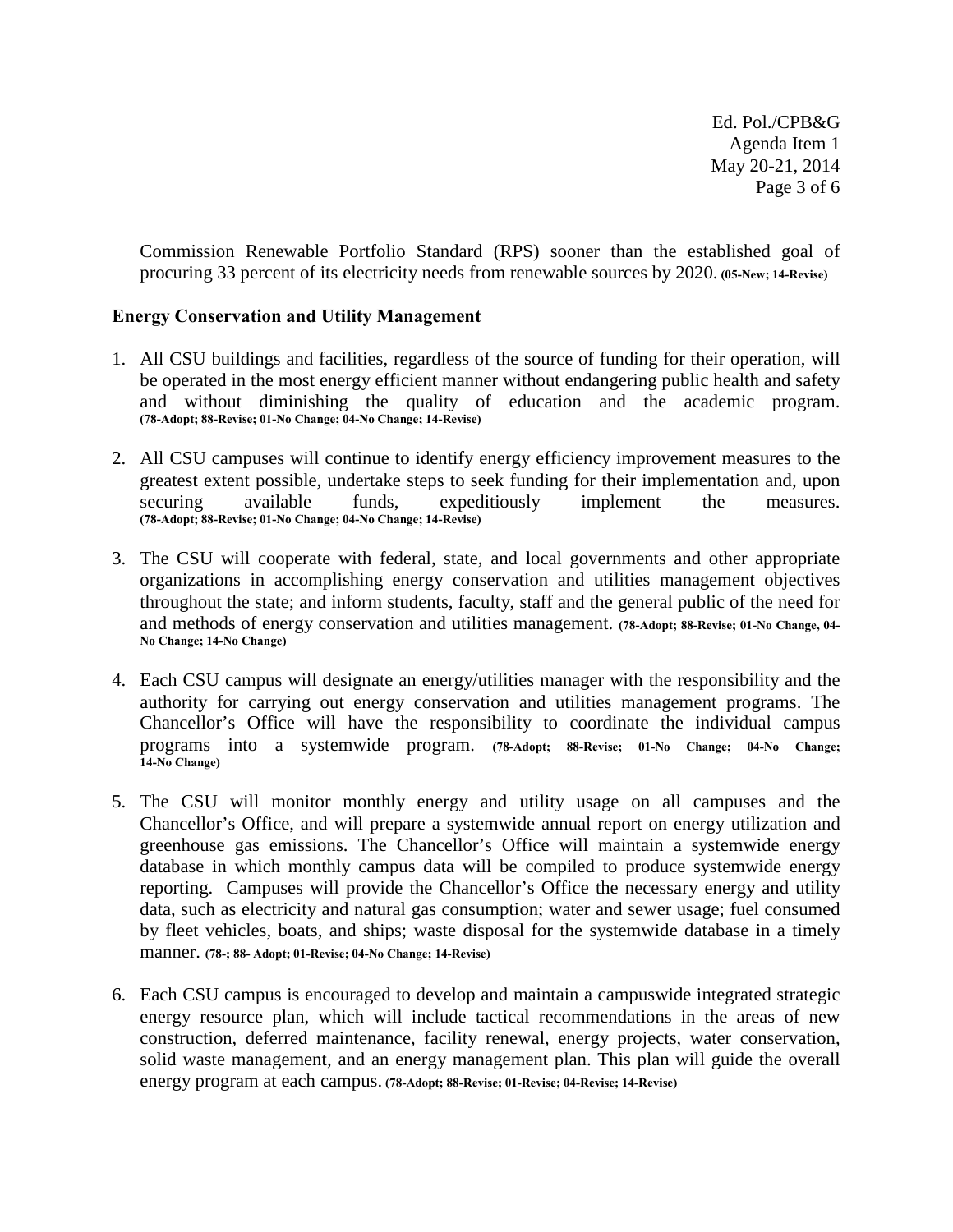Commission Renewable Portfolio Standard (RPS) sooner than the established goal of procuring 33 percent of its electricity needs from renewable sources by 2020. **(05-New; 14-Revise)**

**Energy Conservation and Utility Management**

1. All CSU buildings and facilities, regardless of the source of funding for their operation, will be operated in the most energy efficient manner without endangering public health and safety and without diminishing the quality of education and the academic program. **(78-Adopt; 88-Revise; 01-No Change; 04-No Change; 14-Revise)**

2. All CSU campuses will continue to identify energy efficiency improvement measures to the greatest extent possible, undertake steps to seek funding for their implementation and, upon securing available funds, expeditiously implement the measures. **(78-Adopt; 88-Revise; 01-No Change; 04-No Change; 14-Revise)**

3. The CSU will cooperate with federal, state, and local governments and other appropriate organizations in accomplishing energy conservation and utilities management objectives throughout the state; and inform students, faculty, staff and the general public of the need for and methods of energy conservation and utilities management. **(78-Adopt; 88-Revise; 01-No Change, 04-No Change; 14-No Change)**

4. Each CSU campus will designate an energy/utilities manager with the responsibility and the authority for carrying out energy conservation and utilities management programs. The Chancellor's Office will have the responsibility to coordinate the individual campus programs into a systemwide program. **(78-Adopt; 88-Revise; 01-No Change; 04-No Change; 14-No Change)**

5. The CSU will monitor monthly energy and utility usage on all campuses and the Chancellor's Office, and will prepare a systemwide annual report on energy utilization and greenhouse gas emissions. The Chancellor's Office will maintain a systemwide energy database in which monthly campus data will be compiled to produce systemwide energy reporting. Campuses will provide the Chancellor's Office the necessary energy and utility data, such as electricity and natural gas consumption; water and sewer usage; fuel consumed by fleet vehicles, boats, and ships; waste disposal for the systemwide database in a timely manner. **(78-; 88- Adopt; 01-Revise; 04-No Change; 14-Revise)**

6. Each CSU campus is encouraged to develop and maintain a campuswide integrated strategic energy resource plan, which will include tactical recommendations in the areas of new construction, deferred maintenance, facility renewal, energy projects, water conservation, solid waste management, and an energy management plan. This plan will guide the overall energy program at each campus. **(78-Adopt; 88-Revise; 01-Revise; 04-Revise; 14-Revise)**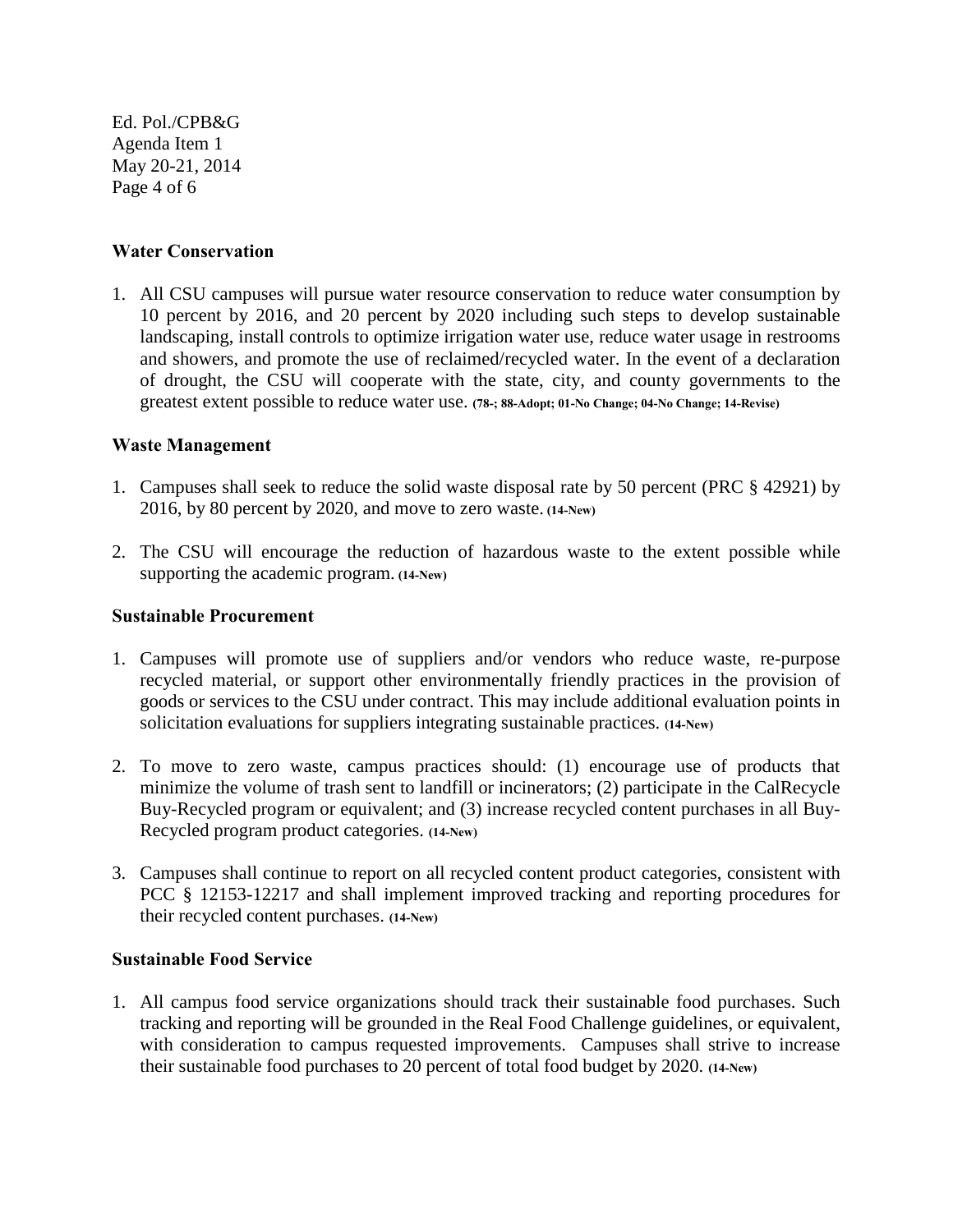### Water Conservation

1. All CSU campuses will pursue water resource conservation to reduce water consumption by 10 percent by 2016, and 20 percent by 2020 including such steps to develop sustainable landscaping, install controls to optimize irrigation water use, reduce water usage in restrooms and showers, and promote the use of reclaimed/recycled water. In the event of a declaration of drought, the CSU will cooperate with the state, city, and county governments to the greatest extent possible to reduce water use. **(78-; 88-Adopt; 01-No Change; 04-No Change; 14-Revise)**

### Waste Management

1. Campuses shall seek to reduce the solid waste disposal rate by 50 percent (PRC § 42921) by 2016, by 80 percent by 2020, and move to zero waste. **(14-New)**

2. The CSU will encourage the reduction of hazardous waste to the extent possible while supporting the academic program. **(14-New)**

### Sustainable Procurement

1. Campuses will promote use of suppliers and/or vendors who reduce waste, re-purpose recycled material, or support other environmentally friendly practices in the provision of goods or services to the CSU under contract. This may include additional evaluation points in solicitation evaluations for suppliers integrating sustainable practices. **(14-New)**

2. To move to zero waste, campus practices should: (1) encourage use of products that minimize the volume of trash sent to landfill or incinerators; (2) participate in the CalRecycle Buy-Recycled program or equivalent; and (3) increase recycled content purchases in all Buy-Recycled program product categories. **(14-New)**

3. Campuses shall continue to report on all recycled content product categories, consistent with PCC § 12153-12217 and shall implement improved tracking and reporting procedures for their recycled content purchases. **(14-New)**

### Sustainable Food Service

1. All campus food service organizations should track their sustainable food purchases. Such tracking and reporting will be grounded in the Real Food Challenge guidelines, or equivalent, with consideration to campus requested improvements. Campuses shall strive to increase their sustainable food purchases to 20 percent of total food budget by 2020. **(14-New)**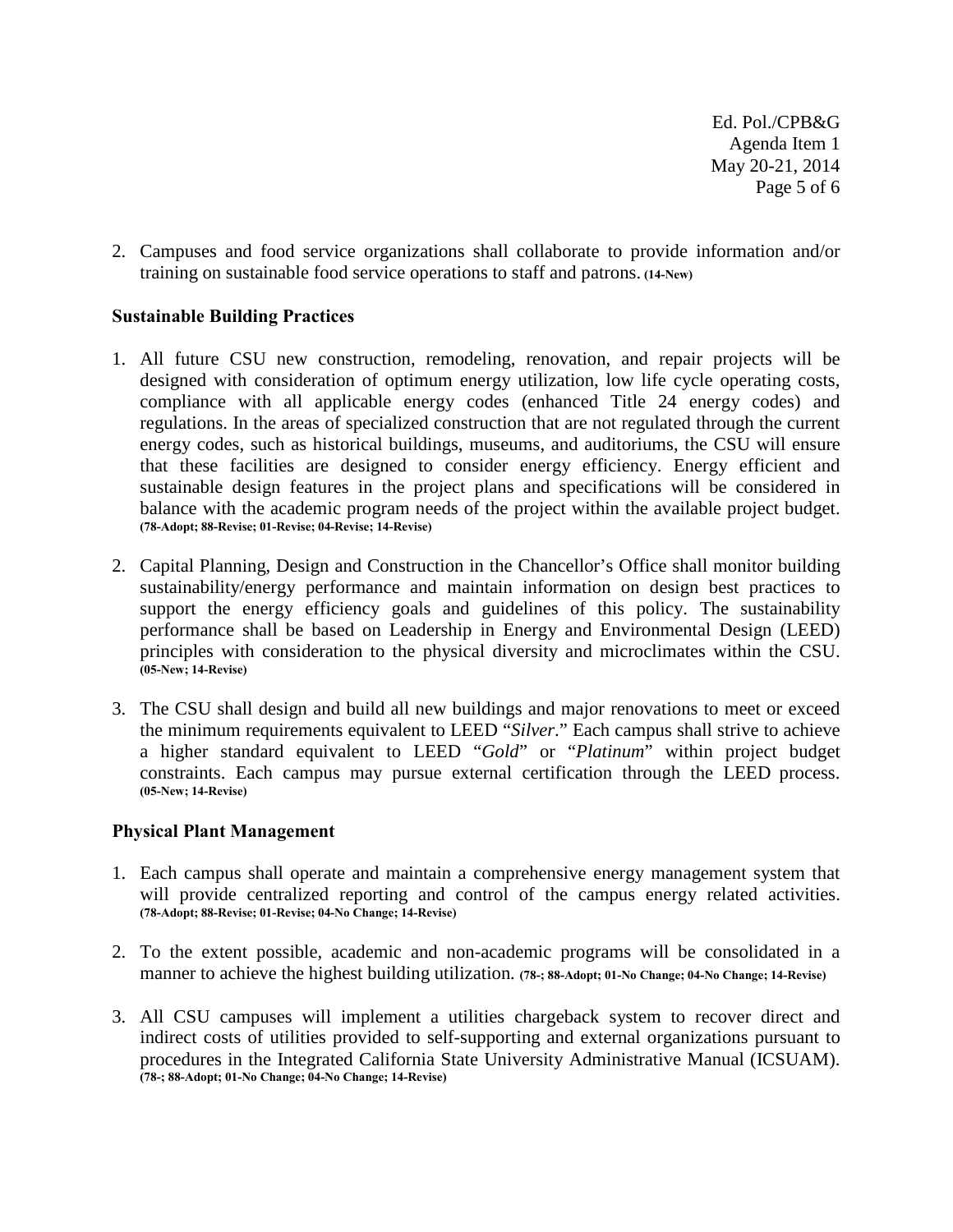2. Campuses and food service organizations shall collaborate to provide information and/or training on sustainable food service operations to staff and patrons. **(14-New)**

### Sustainable Building Practices

1. All future CSU new construction, remodeling, renovation, and repair projects will be designed with consideration of optimum energy utilization, low life cycle operating costs, compliance with all applicable energy codes (enhanced Title 24 energy codes) and regulations. In the areas of specialized construction that are not regulated through the current energy codes, such as historical buildings, museums, and auditoriums, the CSU will ensure that these facilities are designed to consider energy efficiency. Energy efficient and sustainable design features in the project plans and specifications will be considered in balance with the academic program needs of the project within the available project budget. **(78-Adopt; 88-Revise; 01-Revise; 04-Revise; 14-Revise)**

2. Capital Planning, Design and Construction in the Chancellor's Office shall monitor building sustainability/energy performance and maintain information on design best practices to support the energy efficiency goals and guidelines of this policy. The sustainability performance shall be based on Leadership in Energy and Environmental Design (LEED) principles with consideration to the physical diversity and microclimates within the CSU. **(05-New; 14-Revise)**

3. The CSU shall design and build all new buildings and major renovations to meet or exceed the minimum requirements equivalent to LEED "*Silver*." Each campus shall strive to achieve a higher standard equivalent to LEED "*Gold*" or "*Platinum*" within project budget constraints. Each campus may pursue external certification through the LEED process. **(05-New; 14-Revise)**

### Physical Plant Management

1. Each campus shall operate and maintain a comprehensive energy management system that will provide centralized reporting and control of the campus energy related activities. **(78-Adopt; 88-Revise; 01-Revise; 04-No Change; 14-Revise)**

2. To the extent possible, academic and non-academic programs will be consolidated in a manner to achieve the highest building utilization. **(78-; 88-Adopt; 01-No Change; 04-No Change; 14-Revise)**

3. All CSU campuses will implement a utilities chargeback system to recover direct and indirect costs of utilities provided to self-supporting and external organizations pursuant to procedures in the Integrated California State University Administrative Manual (ICSUAM). **(78-; 88-Adopt; 01-No Change; 04-No Change; 14-Revise)**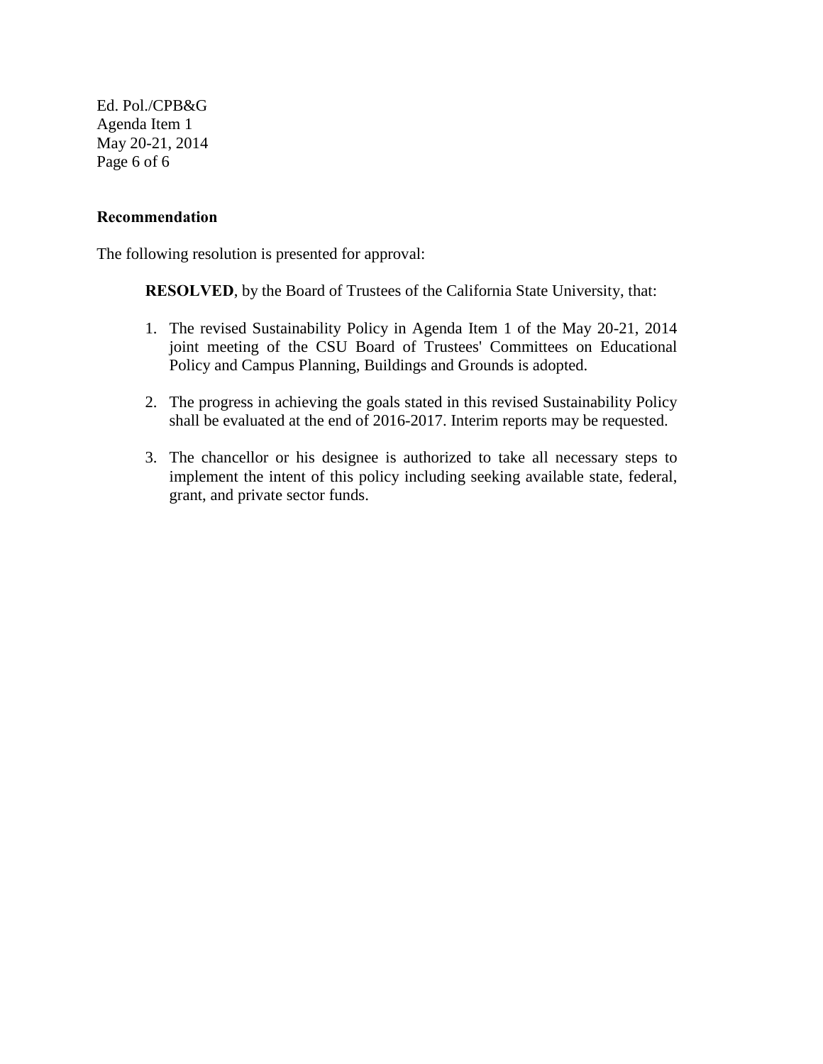**Recommendation**

The following resolution is presented for approval:

> **RESOLVED**, by the Board of Trustees of the California State University, that:
>
> 1. The revised Sustainability Policy in Agenda Item 1 of the May 20-21, 2014 joint meeting of the CSU Board of Trustees' Committees on Educational Policy and Campus Planning, Buildings and Grounds is adopted.
>
> 2. The progress in achieving the goals stated in this revised Sustainability Policy shall be evaluated at the end of 2016-2017. Interim reports may be requested.
>
> 3. The chancellor or his designee is authorized to take all necessary steps to implement the intent of this policy including seeking available state, federal, grant, and private sector funds.